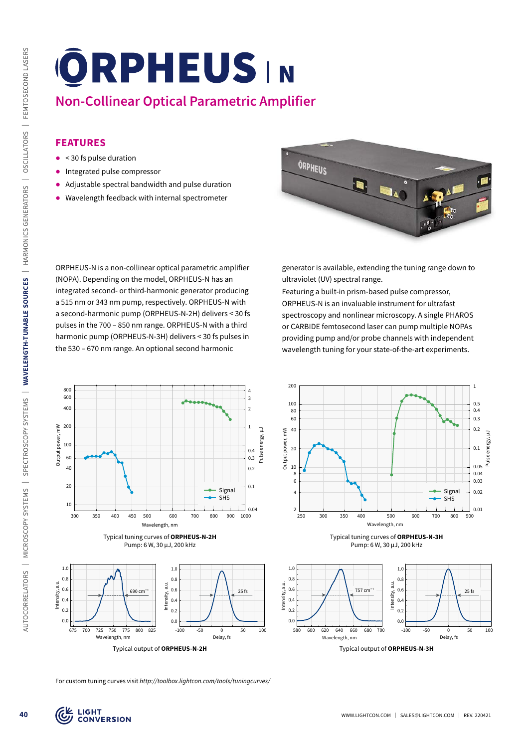# ORPHEUS | N

## Non-Collinear Optical Parametric Amplifier

### FEATURES

- < 30 fs pulse duration
- Integrated pulse compressor
- Adjustable spectral bandwidth and pulse duration
- Wavelength feedback with internal spectrometer

ORPHEUS-N is a non-collinear optical parametric amplifier (NOPA). Depending on the model, ORPHEUS-N has an integrated second- or third-harmonic generator producing a 515 nm or 343 nm pump, respectively. ORPHEUS-N with a second-harmonic pump (ORPHEUS-N-2H) delivers < 30 fs pulses in the 700 – 850 nm range. ORPHEUS-N with a third harmonic pump (ORPHEUS-N-3H) delivers < 30 fs pulses in the 530 – 670 nm range. An optional second harmonic generator is available, extending the tuning range down to ultraviolet (UV) spectral range.

Featuring a built-in prism-based pulse compressor, ORPHEUS-N is an invaluable instrument for ultrafast spectroscopy and nonlinear microscopy. A single PHAROS or CARBIDE femtosecond laser can pump multiple NOPAs providing pump and/or probe channels with independent wavelength tuning for your state-of-the-art experiments.

Typical tuning curves of **ORPHEUS-N-2H**
Pump: 6 W, 30 μJ, 200 kHz

Typical tuning curves of **ORPHEUS-N-3H**
Pump: 6 W, 30 μJ, 200 kHz

Typical output of **ORPHEUS-N-2H**

Typical output of **ORPHEUS-N-3H**

For custom tuning curves visit *http://toolbox.lightcon.com/tools/tuningcurves/*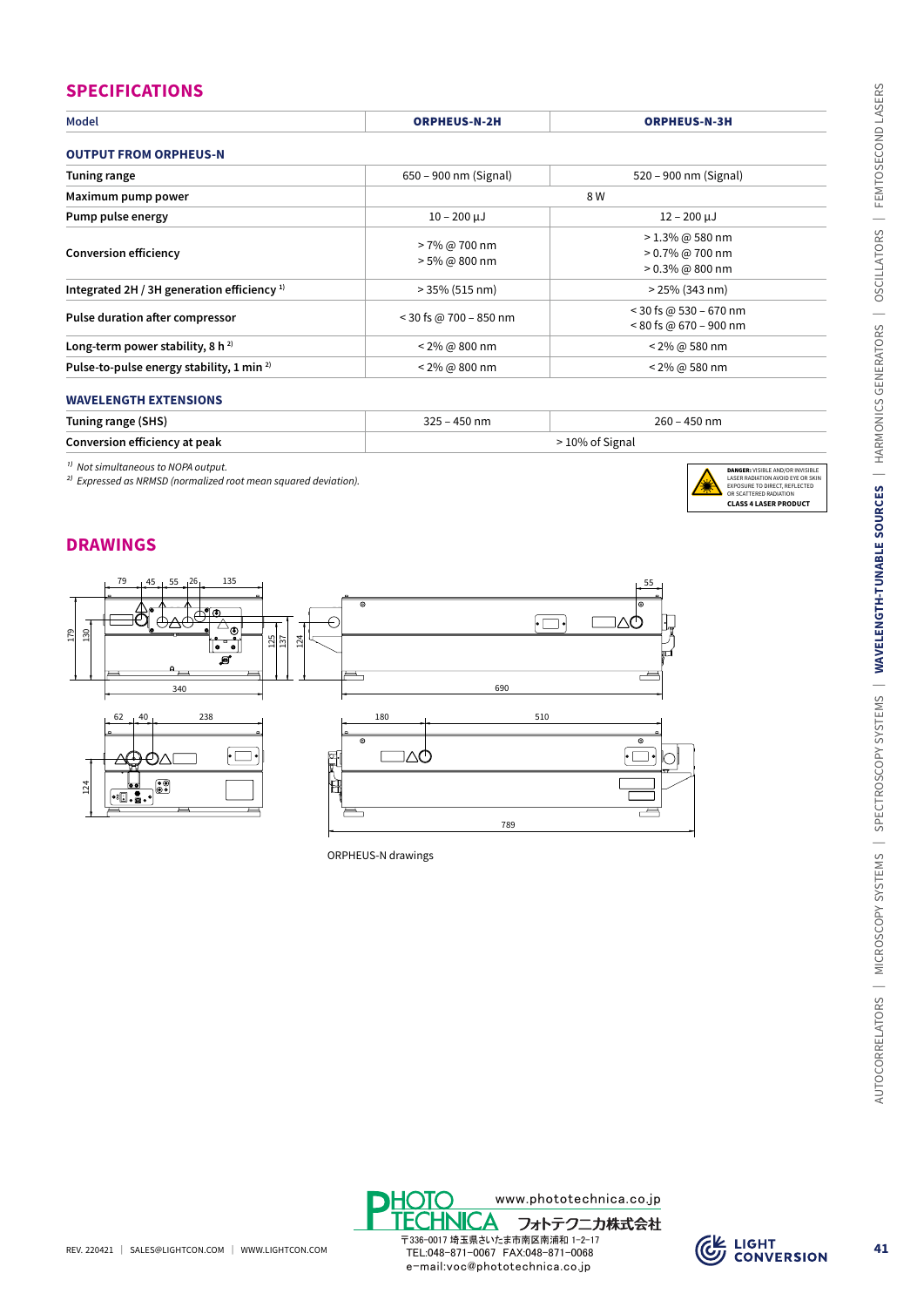## SPECIFICATIONS

| Model | ORPHEUS-N-2H | ORPHEUS-N-3H |
|---|---|---|
| **OUTPUT FROM ORPHEUS-N** | | |
| **Tuning range** | 650 – 900 nm (Signal) | 520 – 900 nm (Signal) |
| **Maximum pump power** | 8 W | |
| **Pump pulse energy** | 10 – 200 µJ | 12 – 200 µJ |
| **Conversion efficiency** | > 7% @ 700 nm<br>> 5% @ 800 nm | > 1.3% @ 580 nm<br>> 0.7% @ 700 nm<br>> 0.3% @ 800 nm |
| **Integrated 2H / 3H generation efficiency** [1] | > 35% (515 nm) | > 25% (343 nm) |
| **Pulse duration after compressor** | < 30 fs @ 700 – 850 nm | < 30 fs @ 530 – 670 nm<br>< 80 fs @ 670 – 900 nm |
| **Long-term power stability, 8 h** [2] | < 2% @ 800 nm | < 2% @ 580 nm |
| **Pulse-to-pulse energy stability, 1 min** [2] | < 2% @ 800 nm | < 2% @ 580 nm |
| **WAVELENGTH EXTENSIONS** | | |
| **Tuning range (SHS)** | 325 – 450 nm | 260 – 450 nm |
| **Conversion efficiency at peak** | > 10% of Signal | |

[1] *Not simultaneous to NOPA output.*
[2] *Expressed as NRMSD (normalized root mean squared deviation).*

**DANGER:** VISIBLE AND/OR INVISIBLE LASER RADIATION AVOID EYE OR SKIN EXPOSURE TO DIRECT, REFLECTED OR SCATTERED RADIATION
**CLASS 4 LASER PRODUCT**

## DRAWINGS

79
45
55
26
135
179
130
125
137
124
340
55
690
62
40
238
124
180
510
789

ORPHEUS-N drawings

REV. 220421 | SALES@LIGHTCON.COM | WWW.LIGHTCON.COM

PHOTO TECHNICA
www.phototechnica.co.jp
フォトテクニカ株式会社
〒336-0017 埼玉県さいたま市南区南浦和 1-2-17
TEL:048-871-0067 FAX:048-871-0068
e-mail:voc@phototechnica.co.jp

LIGHT CONVERSION